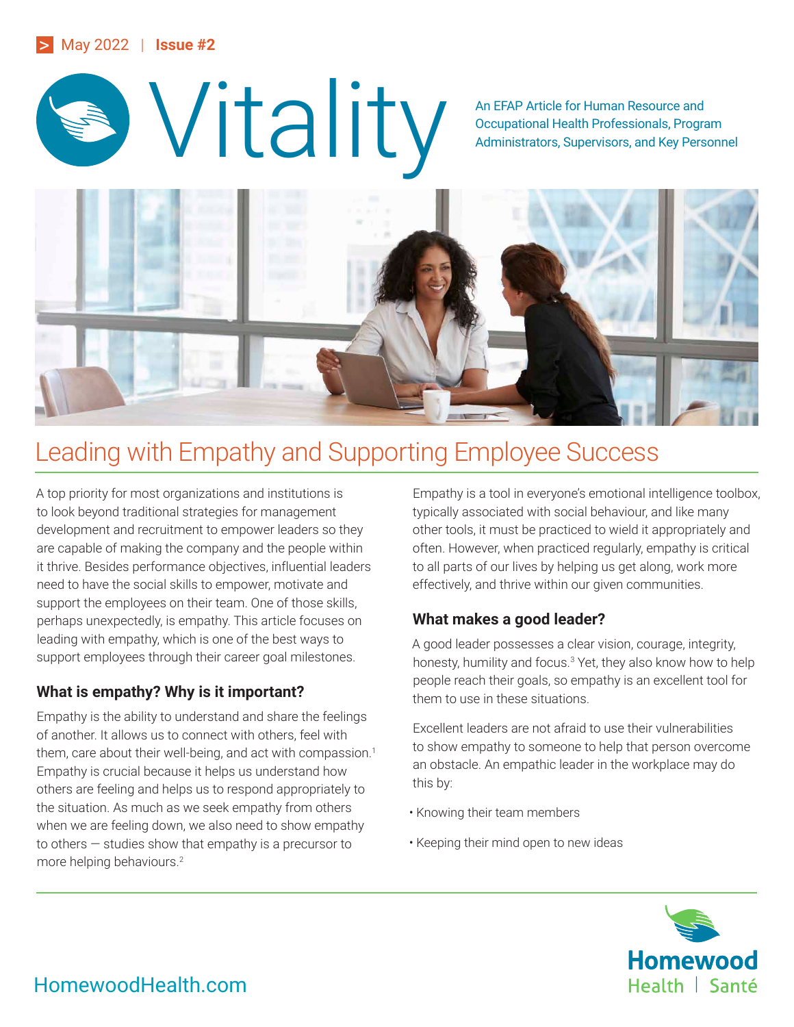May 2022 | **Issue #2**

# Vitality

An EFAP Article for Human Resource and Occupational Health Professionals, Program Administrators, Supervisors, and Key Personnel

## Leading with Empathy and Supporting Employee Success

A top priority for most organizations and institutions is to look beyond traditional strategies for management development and recruitment to empower leaders so they are capable of making the company and the people within it thrive. Besides performance objectives, influential leaders need to have the social skills to empower, motivate and support the employees on their team. One of those skills, perhaps unexpectedly, is empathy. This article focuses on leading with empathy, which is one of the best ways to support employees through their career goal milestones.

### What is empathy? Why is it important?

Empathy is the ability to understand and share the feelings of another. It allows us to connect with others, feel with them, care about their well-being, and act with compassion.[1] Empathy is crucial because it helps us understand how others are feeling and helps us to respond appropriately to the situation. As much as we seek empathy from others when we are feeling down, we also need to show empathy to others — studies show that empathy is a precursor to more helping behaviours.[2]

Empathy is a tool in everyone's emotional intelligence toolbox, typically associated with social behaviour, and like many other tools, it must be practiced to wield it appropriately and often. However, when practiced regularly, empathy is critical to all parts of our lives by helping us get along, work more effectively, and thrive within our given communities.

### What makes a good leader?

A good leader possesses a clear vision, courage, integrity, honesty, humility and focus.[3] Yet, they also know how to help people reach their goals, so empathy is an excellent tool for them to use in these situations.

Excellent leaders are not afraid to use their vulnerabilities to show empathy to someone to help that person overcome an obstacle. An empathic leader in the workplace may do this by:

- Knowing their team members
- Keeping their mind open to new ideas

HomewoodHealth.com

Homewood Health | Santé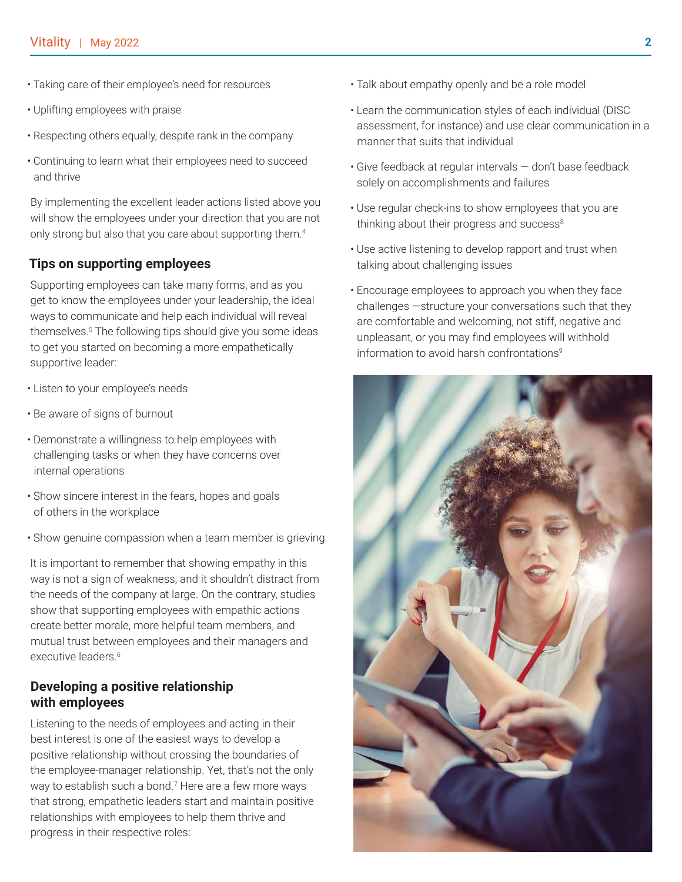- Taking care of their employee's need for resources
- Uplifting employees with praise
- Respecting others equally, despite rank in the company
- Continuing to learn what their employees need to succeed and thrive

By implementing the excellent leader actions listed above you will show the employees under your direction that you are not only strong but also that you care about supporting them.[4]

## Tips on supporting employees

Supporting employees can take many forms, and as you get to know the employees under your leadership, the ideal ways to communicate and help each individual will reveal themselves.[5] The following tips should give you some ideas to get you started on becoming a more empathetically supportive leader:

- Listen to your employee's needs
- Be aware of signs of burnout
- Demonstrate a willingness to help employees with challenging tasks or when they have concerns over internal operations
- Show sincere interest in the fears, hopes and goals of others in the workplace
- Show genuine compassion when a team member is grieving

It is important to remember that showing empathy in this way is not a sign of weakness, and it shouldn't distract from the needs of the company at large. On the contrary, studies show that supporting employees with empathic actions create better morale, more helpful team members, and mutual trust between employees and their managers and executive leaders.[6]

## Developing a positive relationship with employees

Listening to the needs of employees and acting in their best interest is one of the easiest ways to develop a positive relationship without crossing the boundaries of the employee-manager relationship. Yet, that's not the only way to establish such a bond.[7] Here are a few more ways that strong, empathetic leaders start and maintain positive relationships with employees to help them thrive and progress in their respective roles:

- Talk about empathy openly and be a role model
- Learn the communication styles of each individual (DISC assessment, for instance) and use clear communication in a manner that suits that individual
- Give feedback at regular intervals — don't base feedback solely on accomplishments and failures
- Use regular check-ins to show employees that you are thinking about their progress and success[8]
- Use active listening to develop rapport and trust when talking about challenging issues
- Encourage employees to approach you when they face challenges —structure your conversations such that they are comfortable and welcoming, not stiff, negative and unpleasant, or you may find employees will withhold information to avoid harsh confrontations[9]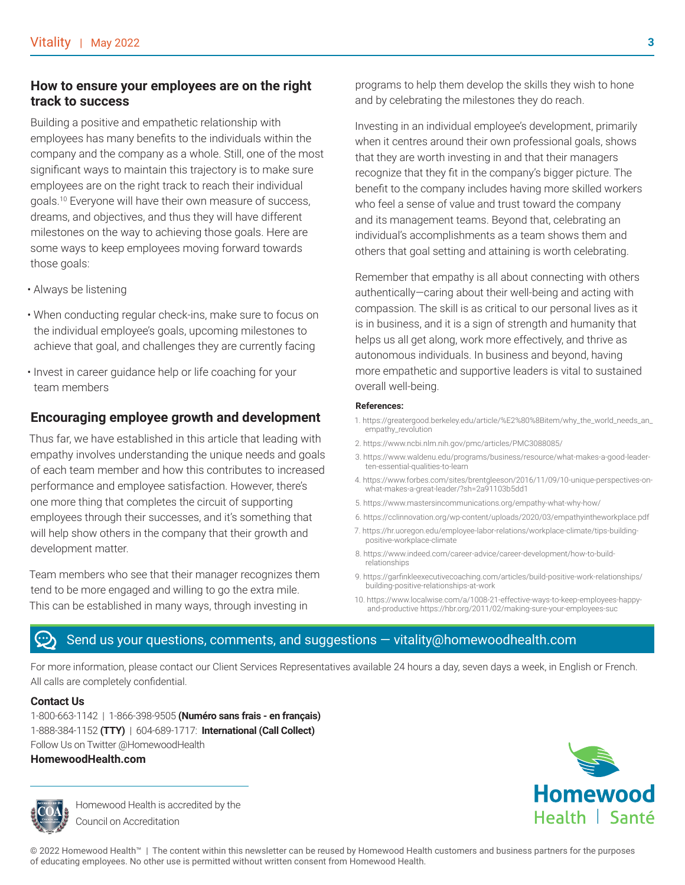## How to ensure your employees are on the right track to success

Building a positive and empathetic relationship with employees has many benefits to the individuals within the company and the company as a whole. Still, one of the most significant ways to maintain this trajectory is to make sure employees are on the right track to reach their individual goals.[10] Everyone will have their own measure of success, dreams, and objectives, and thus they will have different milestones on the way to achieving those goals. Here are some ways to keep employees moving forward towards those goals:

- Always be listening
- When conducting regular check-ins, make sure to focus on the individual employee's goals, upcoming milestones to achieve that goal, and challenges they are currently facing
- Invest in career guidance help or life coaching for your team members

## Encouraging employee growth and development

Thus far, we have established in this article that leading with empathy involves understanding the unique needs and goals of each team member and how this contributes to increased performance and employee satisfaction. However, there's one more thing that completes the circuit of supporting employees through their successes, and it's something that will help show others in the company that their growth and development matter.

Team members who see that their manager recognizes them tend to be more engaged and willing to go the extra mile. This can be established in many ways, through investing in programs to help them develop the skills they wish to hone and by celebrating the milestones they do reach.

Investing in an individual employee's development, primarily when it centres around their own professional goals, shows that they are worth investing in and that their managers recognize that they fit in the company's bigger picture. The benefit to the company includes having more skilled workers who feel a sense of value and trust toward the company and its management teams. Beyond that, celebrating an individual's accomplishments as a team shows them and others that goal setting and attaining is worth celebrating.

Remember that empathy is all about connecting with others authentically—caring about their well-being and acting with compassion. The skill is as critical to our personal lives as it is in business, and it is a sign of strength and humanity that helps us all get along, work more effectively, and thrive as autonomous individuals. In business and beyond, having more empathetic and supportive leaders is vital to sustained overall well-being.

**References:**

1. https://greatergood.berkeley.edu/article/%E2%80%8Bitem/why_the_world_needs_an_empathy_revolution
2. https://www.ncbi.nlm.nih.gov/pmc/articles/PMC3088085/
3. https://www.waldenu.edu/programs/business/resource/what-makes-a-good-leader-ten-essential-qualities-to-learn
4. https://www.forbes.com/sites/brentgleeson/2016/11/09/10-unique-perspectives-on-what-makes-a-great-leader/?sh=2a91103b5dd1
5. https://www.mastersincommunications.org/empathy-what-why-how/
6. https://cclinnovation.org/wp-content/uploads/2020/03/empathyintheworkplace.pdf
7. https://hr.uoregon.edu/employee-labor-relations/workplace-climate/tips-building-positive-workplace-climate
8. https://www.indeed.com/career-advice/career-development/how-to-build-relationships
9. https://garfinkleexecutivecoaching.com/articles/build-positive-work-relationships/building-positive-relationships-at-work
10. https://www.localwise.com/a/1008-21-effective-ways-to-keep-employees-happy-and-productive https://hbr.org/2011/02/making-sure-your-employees-suc

Send us your questions, comments, and suggestions — vitality@homewoodhealth.com

For more information, please contact our Client Services Representatives available 24 hours a day, seven days a week, in English or French. All calls are completely confidential.

**Contact Us**

1-800-663-1142 | 1-866-398-9505 **(Numéro sans frais - en français)**
1-888-384-1152 **(TTY)** | 604-689-1717: **International (Call Collect)**
Follow Us on Twitter @HomewoodHealth
**HomewoodHealth.com**

Homewood Health is accredited by the Council on Accreditation

Homewood Health | Santé

© 2022 Homewood Health™ | The content within this newsletter can be reused by Homewood Health customers and business partners for the purposes of educating employees. No other use is permitted without written consent from Homewood Health.